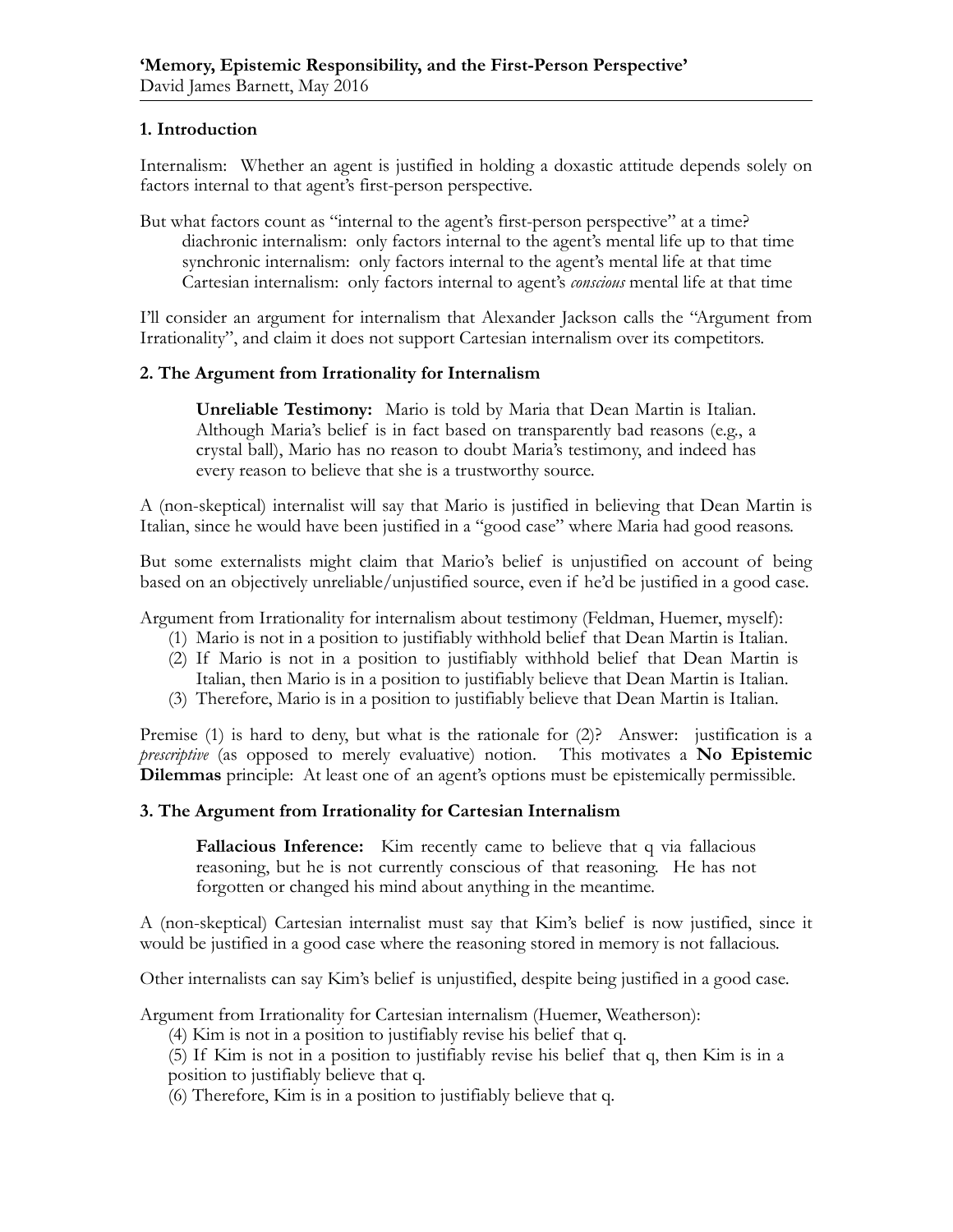**'Memory, Epistemic Responsibility, and the First-Person Perspective'**
David James Barnett, May 2016

## 1. Introduction

Internalism: Whether an agent is justified in holding a doxastic attitude depends solely on factors internal to that agent's first-person perspective.

But what factors count as "internal to the agent's first-person perspective" at a time?
- diachronic internalism: only factors internal to the agent's mental life up to that time
- synchronic internalism: only factors internal to the agent's mental life at that time
- Cartesian internalism: only factors internal to agent's *conscious* mental life at that time

I'll consider an argument for internalism that Alexander Jackson calls the "Argument from Irrationality", and claim it does not support Cartesian internalism over its competitors.

## 2. The Argument from Irrationality for Internalism

> **Unreliable Testimony:** Mario is told by Maria that Dean Martin is Italian. Although Maria's belief is in fact based on transparently bad reasons (e.g., a crystal ball), Mario has no reason to doubt Maria's testimony, and indeed has every reason to believe that she is a trustworthy source.

A (non-skeptical) internalist will say that Mario is justified in believing that Dean Martin is Italian, since he would have been justified in a "good case" where Maria had good reasons.

But some externalists might claim that Mario's belief is unjustified on account of being based on an objectively unreliable/unjustified source, even if he'd be justified in a good case.

Argument from Irrationality for internalism about testimony (Feldman, Huemer, myself):

(1) Mario is not in a position to justifiably withhold belief that Dean Martin is Italian.
(2) If Mario is not in a position to justifiably withhold belief that Dean Martin is Italian, then Mario is in a position to justifiably believe that Dean Martin is Italian.
(3) Therefore, Mario is in a position to justifiably believe that Dean Martin is Italian.

Premise (1) is hard to deny, but what is the rationale for (2)? Answer: justification is a *prescriptive* (as opposed to merely evaluative) notion. This motivates a **No Epistemic Dilemmas** principle: At least one of an agent's options must be epistemically permissible.

## 3. The Argument from Irrationality for Cartesian Internalism

> **Fallacious Inference:** Kim recently came to believe that q via fallacious reasoning, but he is not currently conscious of that reasoning. He has not forgotten or changed his mind about anything in the meantime.

A (non-skeptical) Cartesian internalist must say that Kim's belief is now justified, since it would be justified in a good case where the reasoning stored in memory is not fallacious.

Other internalists can say Kim's belief is unjustified, despite being justified in a good case.

Argument from Irrationality for Cartesian internalism (Huemer, Weatherson):

(4) Kim is not in a position to justifiably revise his belief that q.
(5) If Kim is not in a position to justifiably revise his belief that q, then Kim is in a position to justifiably believe that q.
(6) Therefore, Kim is in a position to justifiably believe that q.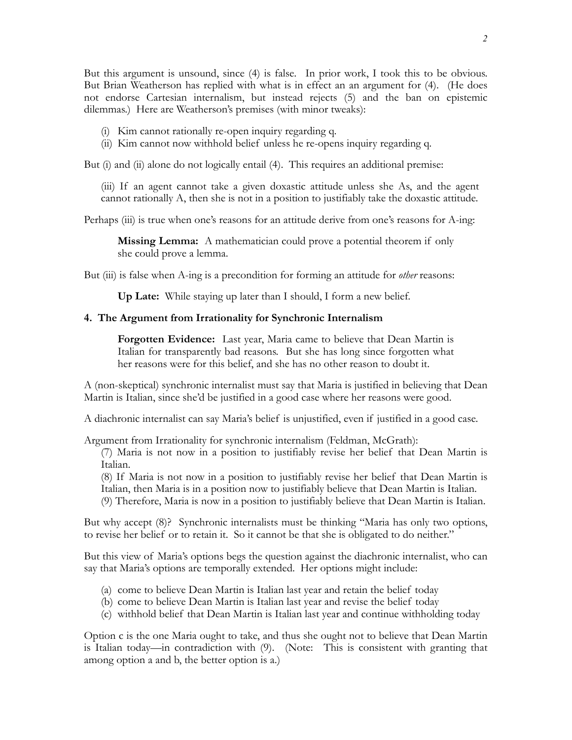But this argument is unsound, since (4) is false. In prior work, I took this to be obvious. But Brian Weatherson has replied with what is in effect an an argument for (4). (He does not endorse Cartesian internalism, but instead rejects (5) and the ban on epistemic dilemmas.) Here are Weatherson's premises (with minor tweaks):

(i) Kim cannot rationally re-open inquiry regarding q.

(ii) Kim cannot now withhold belief unless he re-opens inquiry regarding q.

But (i) and (ii) alone do not logically entail (4). This requires an additional premise:

> (iii) If an agent cannot take a given doxastic attitude unless she As, and the agent cannot rationally A, then she is not in a position to justifiably take the doxastic attitude.

Perhaps (iii) is true when one's reasons for an attitude derive from one's reasons for A-ing:

> **Missing Lemma:** A mathematician could prove a potential theorem if only she could prove a lemma.

But (iii) is false when A-ing is a precondition for forming an attitude for *other* reasons:

> **Up Late:** While staying up later than I should, I form a new belief.

### 4. The Argument from Irrationality for Synchronic Internalism

> **Forgotten Evidence:** Last year, Maria came to believe that Dean Martin is Italian for transparently bad reasons. But she has long since forgotten what her reasons were for this belief, and she has no other reason to doubt it.

A (non-skeptical) synchronic internalist must say that Maria is justified in believing that Dean Martin is Italian, since she'd be justified in a good case where her reasons were good.

A diachronic internalist can say Maria's belief is unjustified, even if justified in a good case.

Argument from Irrationality for synchronic internalism (Feldman, McGrath):

(7) Maria is not now in a position to justifiably revise her belief that Dean Martin is Italian.

(8) If Maria is not now in a position to justifiably revise her belief that Dean Martin is Italian, then Maria is in a position now to justifiably believe that Dean Martin is Italian.

(9) Therefore, Maria is now in a position to justifiably believe that Dean Martin is Italian.

But why accept (8)? Synchronic internalists must be thinking "Maria has only two options, to revise her belief or to retain it. So it cannot be that she is obligated to do neither."

But this view of Maria's options begs the question against the diachronic internalist, who can say that Maria's options are temporally extended. Her options might include:

(a) come to believe Dean Martin is Italian last year and retain the belief today

(b) come to believe Dean Martin is Italian last year and revise the belief today

(c) withhold belief that Dean Martin is Italian last year and continue withholding today

Option c is the one Maria ought to take, and thus she ought not to believe that Dean Martin is Italian today—in contradiction with (9). (Note: This is consistent with granting that among option a and b, the better option is a.)